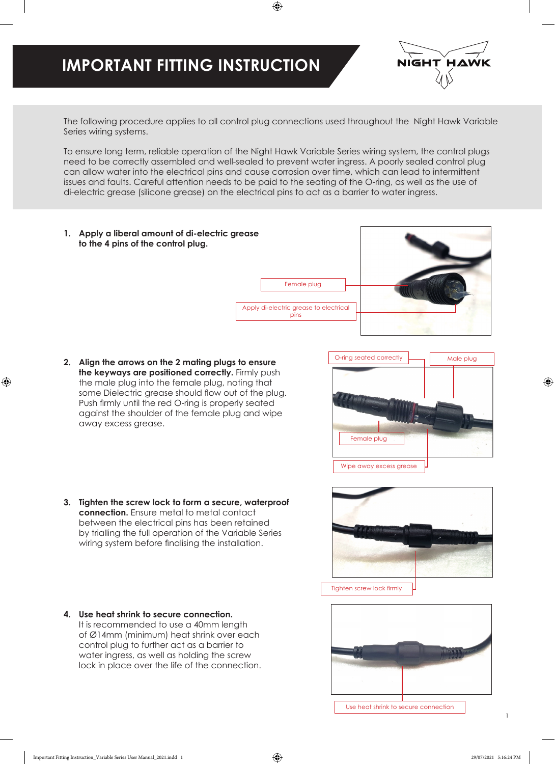# IMPORTANT FITTING INSTRUCTION

NIGHT HAWK

The following procedure applies to all control plug connections used throughout the Night Hawk Variable Series wiring systems.

To ensure long term, reliable operation of the Night Hawk Variable Series wiring system, the control plugs need to be correctly assembled and well-sealed to prevent water ingress. A poorly sealed control plug can allow water into the electrical pins and cause corrosion over time, which can lead to intermittent issues and faults. Careful attention needs to be paid to the seating of the O-ring, as well as the use of di-electric grease (silicone grease) on the electrical pins to act as a barrier to water ingress.

1. **Apply a liberal amount of di-electric grease to the 4 pins of the control plug.**

Female plug

Apply di-electric grease to electrical pins

2. **Align the arrows on the 2 mating plugs to ensure the keyways are positioned correctly.** Firmly push the male plug into the female plug, noting that some Dielectric grease should flow out of the plug. Push firmly until the red O-ring is properly seated against the shoulder of the female plug and wipe away excess grease.

O-ring seated correctly

Male plug

Female plug

Wipe away excess grease

3. **Tighten the screw lock to form a secure, waterproof connection.** Ensure metal to metal contact between the electrical pins has been retained by trialling the full operation of the Variable Series wiring system before finalising the installation.

Tighten screw lock firmly

4. **Use heat shrink to secure connection.** It is recommended to use a 40mm length of Ø14mm (minimum) heat shrink over each control plug to further act as a barrier to water ingress, as well as holding the screw lock in place over the life of the connection.

Use heat shrink to secure connection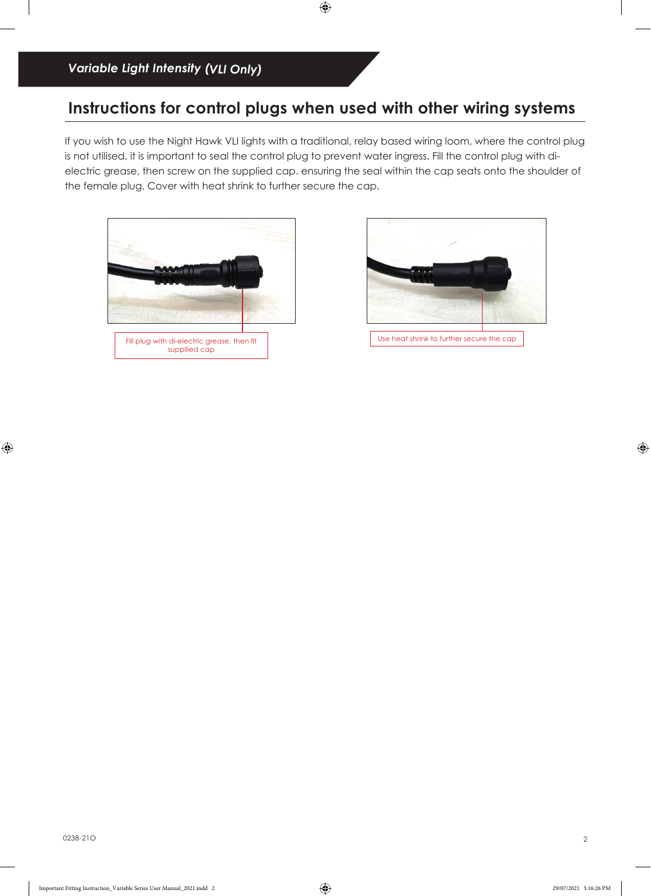## Variable Light Intensity (VLI Only)

# Instructions for control plugs when used with other wiring systems

If you wish to use the Night Hawk VLI lights with a traditional, relay based wiring loom, where the control plug is not utilised, it is important to seal the control plug to prevent water ingress. Fill the control plug with di-electric grease, then screw on the supplied cap. ensuring the seal within the cap seats onto the shoulder of the female plug. Cover with heat shrink to further secure the cap.

Fill plug with di-electric grease, then fit supplied cap

Use heat shrink to further secure the cap

0238-21O